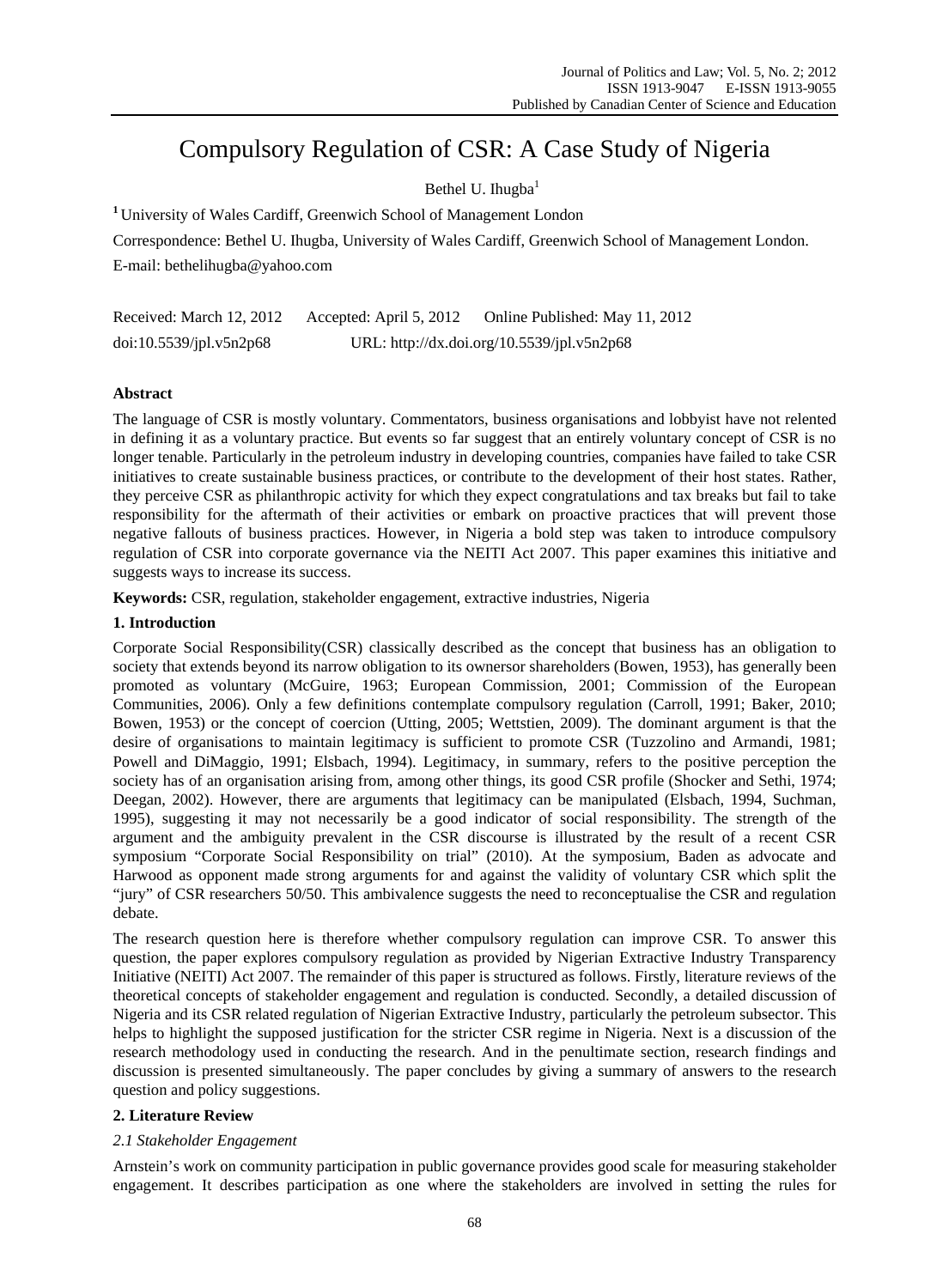# Compulsory Regulation of CSR: A Case Study of Nigeria

Bethel U. Ihugba[1]

[1] University of Wales Cardiff, Greenwich School of Management London

Correspondence: Bethel U. Ihugba, University of Wales Cardiff, Greenwich School of Management London.
E-mail: bethelihugba@yahoo.com

Received: March 12, 2012 Accepted: April 5, 2012 Online Published: May 11, 2012

doi:10.5539/jpl.v5n2p68 URL: http://dx.doi.org/10.5539/jpl.v5n2p68

## Abstract

The language of CSR is mostly voluntary. Commentators, business organisations and lobbyist have not relented in defining it as a voluntary practice. But events so far suggest that an entirely voluntary concept of CSR is no longer tenable. Particularly in the petroleum industry in developing countries, companies have failed to take CSR initiatives to create sustainable business practices, or contribute to the development of their host states. Rather, they perceive CSR as philanthropic activity for which they expect congratulations and tax breaks but fail to take responsibility for the aftermath of their activities or embark on proactive practices that will prevent those negative fallouts of business practices. However, in Nigeria a bold step was taken to introduce compulsory regulation of CSR into corporate governance via the NEITI Act 2007. This paper examines this initiative and suggests ways to increase its success.

**Keywords:** CSR, regulation, stakeholder engagement, extractive industries, Nigeria

## 1. Introduction

Corporate Social Responsibility(CSR) classically described as the concept that business has an obligation to society that extends beyond its narrow obligation to its ownersor shareholders (Bowen, 1953), has generally been promoted as voluntary (McGuire, 1963; European Commission, 2001; Commission of the European Communities, 2006). Only a few definitions contemplate compulsory regulation (Carroll, 1991; Baker, 2010; Bowen, 1953) or the concept of coercion (Utting, 2005; Wettstien, 2009). The dominant argument is that the desire of organisations to maintain legitimacy is sufficient to promote CSR (Tuzzolino and Armandi, 1981; Powell and DiMaggio, 1991; Elsbach, 1994). Legitimacy, in summary, refers to the positive perception the society has of an organisation arising from, among other things, its good CSR profile (Shocker and Sethi, 1974; Deegan, 2002). However, there are arguments that legitimacy can be manipulated (Elsbach, 1994, Suchman, 1995), suggesting it may not necessarily be a good indicator of social responsibility. The strength of the argument and the ambiguity prevalent in the CSR discourse is illustrated by the result of a recent CSR symposium "Corporate Social Responsibility on trial" (2010). At the symposium, Baden as advocate and Harwood as opponent made strong arguments for and against the validity of voluntary CSR which split the "jury" of CSR researchers 50/50. This ambivalence suggests the need to reconceptualise the CSR and regulation debate.

The research question here is therefore whether compulsory regulation can improve CSR. To answer this question, the paper explores compulsory regulation as provided by Nigerian Extractive Industry Transparency Initiative (NEITI) Act 2007. The remainder of this paper is structured as follows. Firstly, literature reviews of the theoretical concepts of stakeholder engagement and regulation is conducted. Secondly, a detailed discussion of Nigeria and its CSR related regulation of Nigerian Extractive Industry, particularly the petroleum subsector. This helps to highlight the supposed justification for the stricter CSR regime in Nigeria. Next is a discussion of the research methodology used in conducting the research. And in the penultimate section, research findings and discussion is presented simultaneously. The paper concludes by giving a summary of answers to the research question and policy suggestions.

## 2. Literature Review

### *2.1 Stakeholder Engagement*

Arnstein's work on community participation in public governance provides good scale for measuring stakeholder engagement. It describes participation as one where the stakeholders are involved in setting the rules for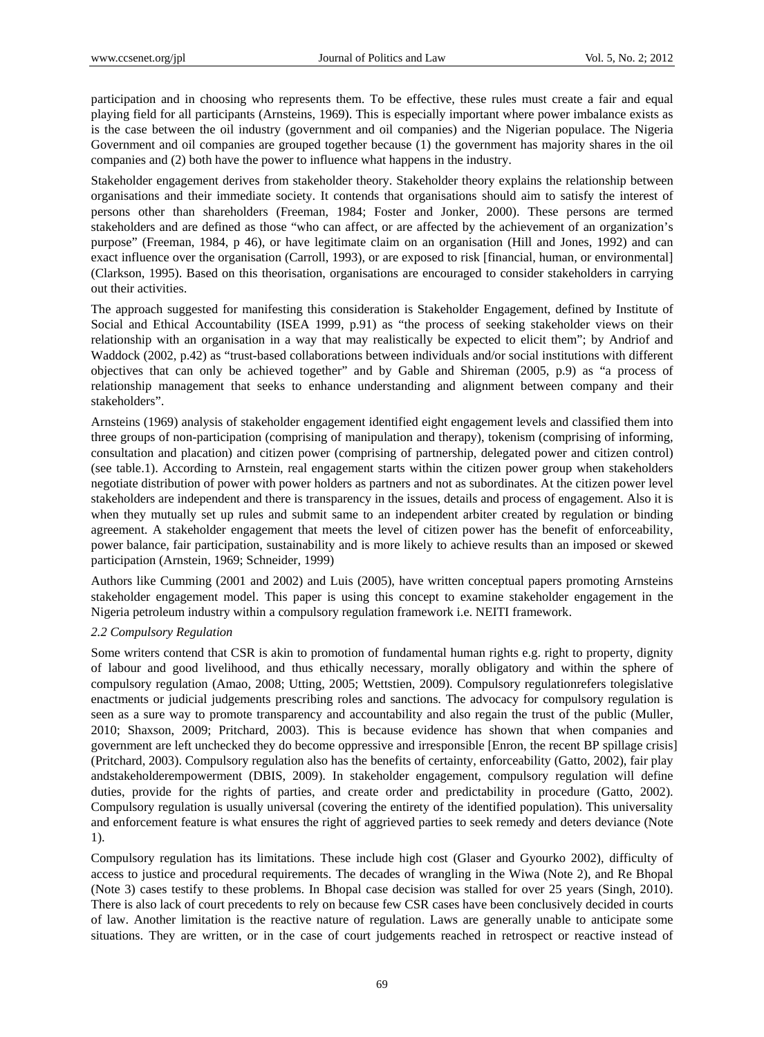participation and in choosing who represents them. To be effective, these rules must create a fair and equal playing field for all participants (Arnsteins, 1969). This is especially important where power imbalance exists as is the case between the oil industry (government and oil companies) and the Nigerian populace. The Nigeria Government and oil companies are grouped together because (1) the government has majority shares in the oil companies and (2) both have the power to influence what happens in the industry.

Stakeholder engagement derives from stakeholder theory. Stakeholder theory explains the relationship between organisations and their immediate society. It contends that organisations should aim to satisfy the interest of persons other than shareholders (Freeman, 1984; Foster and Jonker, 2000). These persons are termed stakeholders and are defined as those "who can affect, or are affected by the achievement of an organization's purpose" (Freeman, 1984, p 46), or have legitimate claim on an organisation (Hill and Jones, 1992) and can exact influence over the organisation (Carroll, 1993), or are exposed to risk [financial, human, or environmental] (Clarkson, 1995). Based on this theorisation, organisations are encouraged to consider stakeholders in carrying out their activities.

The approach suggested for manifesting this consideration is Stakeholder Engagement, defined by Institute of Social and Ethical Accountability (ISEA 1999, p.91) as "the process of seeking stakeholder views on their relationship with an organisation in a way that may realistically be expected to elicit them"; by Andriof and Waddock (2002, p.42) as "trust-based collaborations between individuals and/or social institutions with different objectives that can only be achieved together" and by Gable and Shireman (2005, p.9) as "a process of relationship management that seeks to enhance understanding and alignment between company and their stakeholders".

Arnsteins (1969) analysis of stakeholder engagement identified eight engagement levels and classified them into three groups of non-participation (comprising of manipulation and therapy), tokenism (comprising of informing, consultation and placation) and citizen power (comprising of partnership, delegated power and citizen control) (see table.1). According to Arnstein, real engagement starts within the citizen power group when stakeholders negotiate distribution of power with power holders as partners and not as subordinates. At the citizen power level stakeholders are independent and there is transparency in the issues, details and process of engagement. Also it is when they mutually set up rules and submit same to an independent arbiter created by regulation or binding agreement. A stakeholder engagement that meets the level of citizen power has the benefit of enforceability, power balance, fair participation, sustainability and is more likely to achieve results than an imposed or skewed participation (Arnstein, 1969; Schneider, 1999)

Authors like Cumming (2001 and 2002) and Luis (2005), have written conceptual papers promoting Arnsteins stakeholder engagement model. This paper is using this concept to examine stakeholder engagement in the Nigeria petroleum industry within a compulsory regulation framework i.e. NEITI framework.

### *2.2 Compulsory Regulation*

Some writers contend that CSR is akin to promotion of fundamental human rights e.g. right to property, dignity of labour and good livelihood, and thus ethically necessary, morally obligatory and within the sphere of compulsory regulation (Amao, 2008; Utting, 2005; Wettstien, 2009). Compulsory regulationrefers tolegislative enactments or judicial judgements prescribing roles and sanctions. The advocacy for compulsory regulation is seen as a sure way to promote transparency and accountability and also regain the trust of the public (Muller, 2010; Shaxson, 2009; Pritchard, 2003). This is because evidence has shown that when companies and government are left unchecked they do become oppressive and irresponsible [Enron, the recent BP spillage crisis] (Pritchard, 2003). Compulsory regulation also has the benefits of certainty, enforceability (Gatto, 2002), fair play andstakeholderempowerment (DBIS, 2009). In stakeholder engagement, compulsory regulation will define duties, provide for the rights of parties, and create order and predictability in procedure (Gatto, 2002). Compulsory regulation is usually universal (covering the entirety of the identified population). This universality and enforcement feature is what ensures the right of aggrieved parties to seek remedy and deters deviance (Note 1).

Compulsory regulation has its limitations. These include high cost (Glaser and Gyourko 2002), difficulty of access to justice and procedural requirements. The decades of wrangling in the Wiwa (Note 2), and Re Bhopal (Note 3) cases testify to these problems. In Bhopal case decision was stalled for over 25 years (Singh, 2010). There is also lack of court precedents to rely on because few CSR cases have been conclusively decided in courts of law. Another limitation is the reactive nature of regulation. Laws are generally unable to anticipate some situations. They are written, or in the case of court judgements reached in retrospect or reactive instead of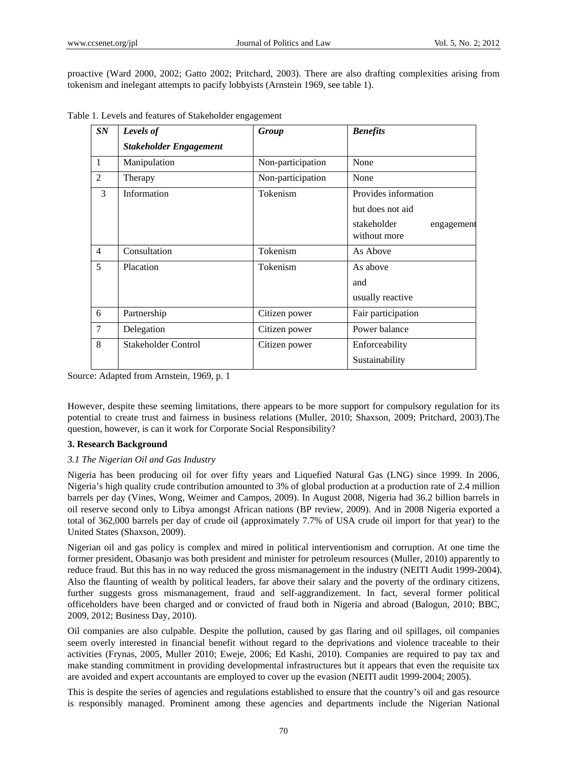proactive (Ward 2000, 2002; Gatto 2002; Pritchard, 2003). There are also drafting complexities arising from tokenism and inelegant attempts to pacify lobbyists (Arnstein 1969, see table 1).

Table 1. Levels and features of Stakeholder engagement

| *SN* | *Levels of Stakeholder Engagement* | *Group* | *Benefits* |
|---|---|---|---|
| 1 | Manipulation | Non-participation | None |
| 2 | Therapy | Non-participation | None |
| 3 | Information | Tokenism | Provides information but does not aid stakeholder engagement without more |
| 4 | Consultation | Tokenism | As Above |
| 5 | Placation | Tokenism | As above and usually reactive |
| 6 | Partnership | Citizen power | Fair participation |
| 7 | Delegation | Citizen power | Power balance |
| 8 | Stakeholder Control | Citizen power | Enforceability Sustainability |

Source: Adapted from Arnstein, 1969, p. 1

However, despite these seeming limitations, there appears to be more support for compulsory regulation for its potential to create trust and fairness in business relations (Muller, 2010; Shaxson, 2009; Pritchard, 2003).The question, however, is can it work for Corporate Social Responsibility?

**3. Research Background**

*3.1 The Nigerian Oil and Gas Industry*

Nigeria has been producing oil for over fifty years and Liquefied Natural Gas (LNG) since 1999. In 2006, Nigeria's high quality crude contribution amounted to 3% of global production at a production rate of 2.4 million barrels per day (Vines, Wong, Weimer and Campos, 2009). In August 2008, Nigeria had 36.2 billion barrels in oil reserve second only to Libya amongst African nations (BP review, 2009). And in 2008 Nigeria exported a total of 362,000 barrels per day of crude oil (approximately 7.7% of USA crude oil import for that year) to the United States (Shaxson, 2009).

Nigerian oil and gas policy is complex and mired in political interventionism and corruption. At one time the former president, Obasanjo was both president and minister for petroleum resources (Muller, 2010) apparently to reduce fraud. But this has in no way reduced the gross mismanagement in the industry (NEITI Audit 1999-2004). Also the flaunting of wealth by political leaders, far above their salary and the poverty of the ordinary citizens, further suggests gross mismanagement, fraud and self-aggrandizement. In fact, several former political officeholders have been charged and or convicted of fraud both in Nigeria and abroad (Balogun, 2010; BBC, 2009, 2012; Business Day, 2010).

Oil companies are also culpable. Despite the pollution, caused by gas flaring and oil spillages, oil companies seem overly interested in financial benefit without regard to the deprivations and violence traceable to their activities (Frynas, 2005, Muller 2010; Eweje, 2006; Ed Kashi, 2010). Companies are required to pay tax and make standing commitment in providing developmental infrastructures but it appears that even the requisite tax are avoided and expert accountants are employed to cover up the evasion (NEITI audit 1999-2004; 2005).

This is despite the series of agencies and regulations established to ensure that the country's oil and gas resource is responsibly managed. Prominent among these agencies and departments include the Nigerian National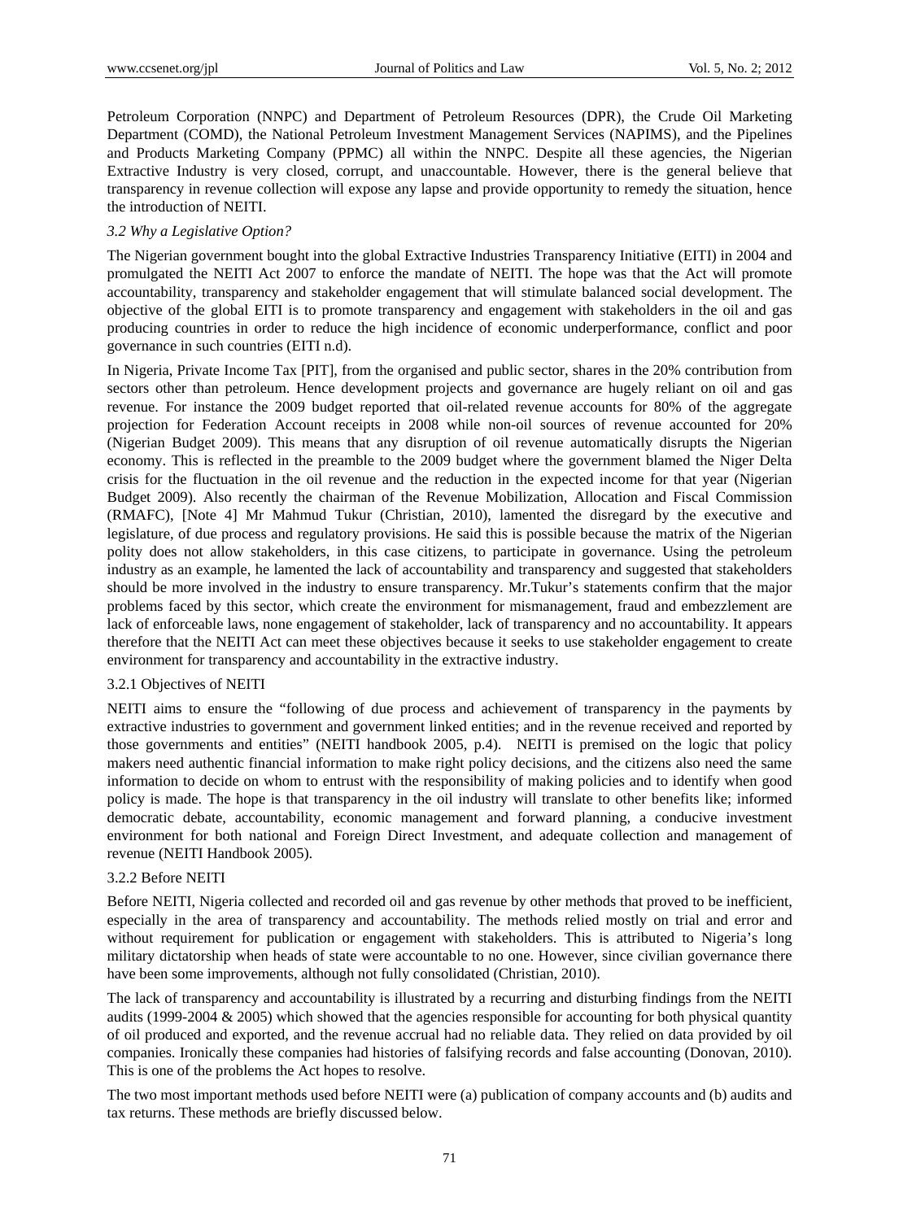Petroleum Corporation (NNPC) and Department of Petroleum Resources (DPR), the Crude Oil Marketing Department (COMD), the National Petroleum Investment Management Services (NAPIMS), and the Pipelines and Products Marketing Company (PPMC) all within the NNPC. Despite all these agencies, the Nigerian Extractive Industry is very closed, corrupt, and unaccountable. However, there is the general believe that transparency in revenue collection will expose any lapse and provide opportunity to remedy the situation, hence the introduction of NEITI.

### *3.2 Why a Legislative Option?*

The Nigerian government bought into the global Extractive Industries Transparency Initiative (EITI) in 2004 and promulgated the NEITI Act 2007 to enforce the mandate of NEITI. The hope was that the Act will promote accountability, transparency and stakeholder engagement that will stimulate balanced social development. The objective of the global EITI is to promote transparency and engagement with stakeholders in the oil and gas producing countries in order to reduce the high incidence of economic underperformance, conflict and poor governance in such countries (EITI n.d).

In Nigeria, Private Income Tax [PIT], from the organised and public sector, shares in the 20% contribution from sectors other than petroleum. Hence development projects and governance are hugely reliant on oil and gas revenue. For instance the 2009 budget reported that oil-related revenue accounts for 80% of the aggregate projection for Federation Account receipts in 2008 while non-oil sources of revenue accounted for 20% (Nigerian Budget 2009). This means that any disruption of oil revenue automatically disrupts the Nigerian economy. This is reflected in the preamble to the 2009 budget where the government blamed the Niger Delta crisis for the fluctuation in the oil revenue and the reduction in the expected income for that year (Nigerian Budget 2009). Also recently the chairman of the Revenue Mobilization, Allocation and Fiscal Commission (RMAFC), [Note 4] Mr Mahmud Tukur (Christian, 2010), lamented the disregard by the executive and legislature, of due process and regulatory provisions. He said this is possible because the matrix of the Nigerian polity does not allow stakeholders, in this case citizens, to participate in governance. Using the petroleum industry as an example, he lamented the lack of accountability and transparency and suggested that stakeholders should be more involved in the industry to ensure transparency. Mr.Tukur's statements confirm that the major problems faced by this sector, which create the environment for mismanagement, fraud and embezzlement are lack of enforceable laws, none engagement of stakeholder, lack of transparency and no accountability. It appears therefore that the NEITI Act can meet these objectives because it seeks to use stakeholder engagement to create environment for transparency and accountability in the extractive industry.

#### 3.2.1 Objectives of NEITI

NEITI aims to ensure the "following of due process and achievement of transparency in the payments by extractive industries to government and government linked entities; and in the revenue received and reported by those governments and entities" (NEITI handbook 2005, p.4). NEITI is premised on the logic that policy makers need authentic financial information to make right policy decisions, and the citizens also need the same information to decide on whom to entrust with the responsibility of making policies and to identify when good policy is made. The hope is that transparency in the oil industry will translate to other benefits like; informed democratic debate, accountability, economic management and forward planning, a conducive investment environment for both national and Foreign Direct Investment, and adequate collection and management of revenue (NEITI Handbook 2005).

#### 3.2.2 Before NEITI

Before NEITI, Nigeria collected and recorded oil and gas revenue by other methods that proved to be inefficient, especially in the area of transparency and accountability. The methods relied mostly on trial and error and without requirement for publication or engagement with stakeholders. This is attributed to Nigeria's long military dictatorship when heads of state were accountable to no one. However, since civilian governance there have been some improvements, although not fully consolidated (Christian, 2010).

The lack of transparency and accountability is illustrated by a recurring and disturbing findings from the NEITI audits (1999-2004 & 2005) which showed that the agencies responsible for accounting for both physical quantity of oil produced and exported, and the revenue accrual had no reliable data. They relied on data provided by oil companies. Ironically these companies had histories of falsifying records and false accounting (Donovan, 2010). This is one of the problems the Act hopes to resolve.

The two most important methods used before NEITI were (a) publication of company accounts and (b) audits and tax returns. These methods are briefly discussed below.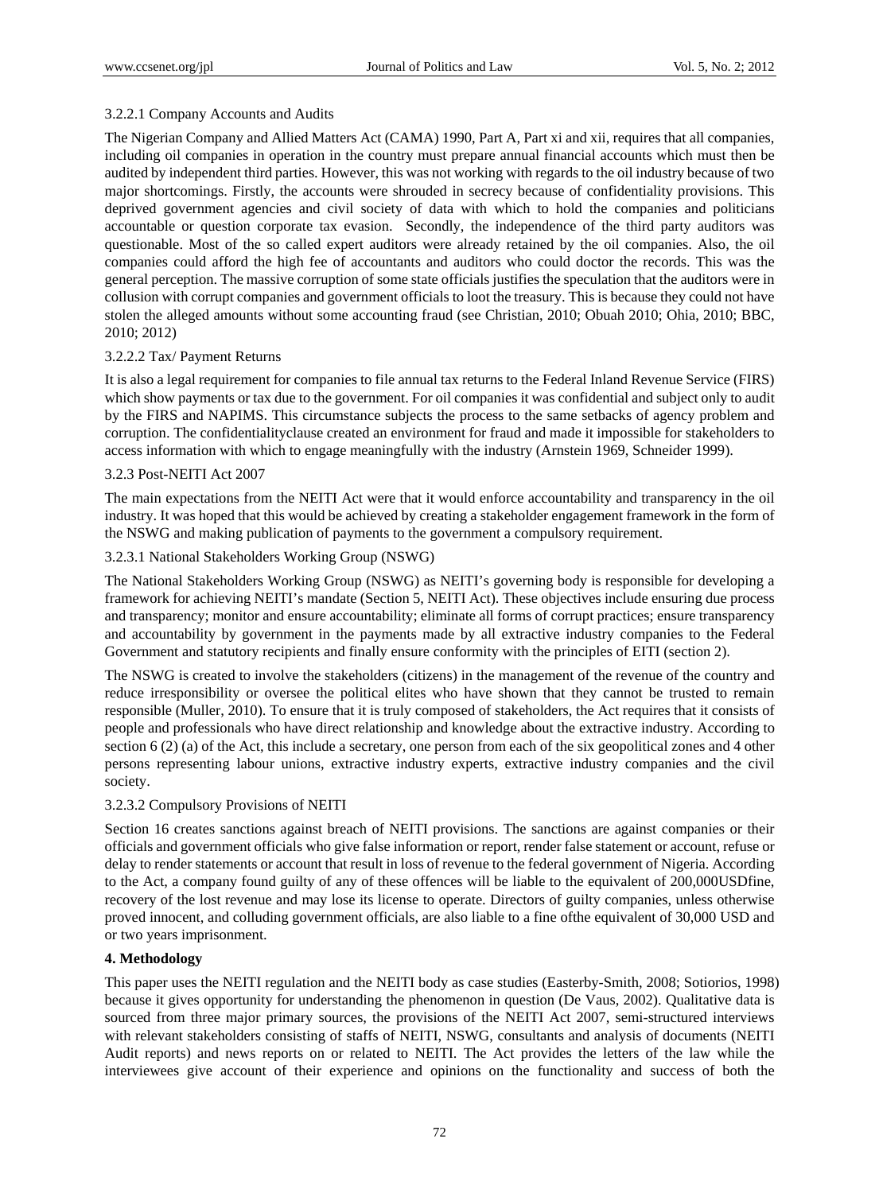3.2.2.1 Company Accounts and Audits

The Nigerian Company and Allied Matters Act (CAMA) 1990, Part A, Part xi and xii, requires that all companies, including oil companies in operation in the country must prepare annual financial accounts which must then be audited by independent third parties. However, this was not working with regards to the oil industry because of two major shortcomings. Firstly, the accounts were shrouded in secrecy because of confidentiality provisions. This deprived government agencies and civil society of data with which to hold the companies and politicians accountable or question corporate tax evasion. Secondly, the independence of the third party auditors was questionable. Most of the so called expert auditors were already retained by the oil companies. Also, the oil companies could afford the high fee of accountants and auditors who could doctor the records. This was the general perception. The massive corruption of some state officials justifies the speculation that the auditors were in collusion with corrupt companies and government officials to loot the treasury. This is because they could not have stolen the alleged amounts without some accounting fraud (see Christian, 2010; Obuah 2010; Ohia, 2010; BBC, 2010; 2012)

3.2.2.2 Tax/ Payment Returns

It is also a legal requirement for companies to file annual tax returns to the Federal Inland Revenue Service (FIRS) which show payments or tax due to the government. For oil companies it was confidential and subject only to audit by the FIRS and NAPIMS. This circumstance subjects the process to the same setbacks of agency problem and corruption. The confidentialityclause created an environment for fraud and made it impossible for stakeholders to access information with which to engage meaningfully with the industry (Arnstein 1969, Schneider 1999).

3.2.3 Post-NEITI Act 2007

The main expectations from the NEITI Act were that it would enforce accountability and transparency in the oil industry. It was hoped that this would be achieved by creating a stakeholder engagement framework in the form of the NSWG and making publication of payments to the government a compulsory requirement.

3.2.3.1 National Stakeholders Working Group (NSWG)

The National Stakeholders Working Group (NSWG) as NEITI's governing body is responsible for developing a framework for achieving NEITI's mandate (Section 5, NEITI Act). These objectives include ensuring due process and transparency; monitor and ensure accountability; eliminate all forms of corrupt practices; ensure transparency and accountability by government in the payments made by all extractive industry companies to the Federal Government and statutory recipients and finally ensure conformity with the principles of EITI (section 2).

The NSWG is created to involve the stakeholders (citizens) in the management of the revenue of the country and reduce irresponsibility or oversee the political elites who have shown that they cannot be trusted to remain responsible (Muller, 2010). To ensure that it is truly composed of stakeholders, the Act requires that it consists of people and professionals who have direct relationship and knowledge about the extractive industry. According to section 6 (2) (a) of the Act, this include a secretary, one person from each of the six geopolitical zones and 4 other persons representing labour unions, extractive industry experts, extractive industry companies and the civil society.

3.2.3.2 Compulsory Provisions of NEITI

Section 16 creates sanctions against breach of NEITI provisions. The sanctions are against companies or their officials and government officials who give false information or report, render false statement or account, refuse or delay to render statements or account that result in loss of revenue to the federal government of Nigeria. According to the Act, a company found guilty of any of these offences will be liable to the equivalent of 200,000USDfine, recovery of the lost revenue and may lose its license to operate. Directors of guilty companies, unless otherwise proved innocent, and colluding government officials, are also liable to a fine ofthe equivalent of 30,000 USD and or two years imprisonment.

## 4. Methodology

This paper uses the NEITI regulation and the NEITI body as case studies (Easterby-Smith, 2008; Sotiorios, 1998) because it gives opportunity for understanding the phenomenon in question (De Vaus, 2002). Qualitative data is sourced from three major primary sources, the provisions of the NEITI Act 2007, semi-structured interviews with relevant stakeholders consisting of staffs of NEITI, NSWG, consultants and analysis of documents (NEITI Audit reports) and news reports on or related to NEITI. The Act provides the letters of the law while the interviewees give account of their experience and opinions on the functionality and success of both the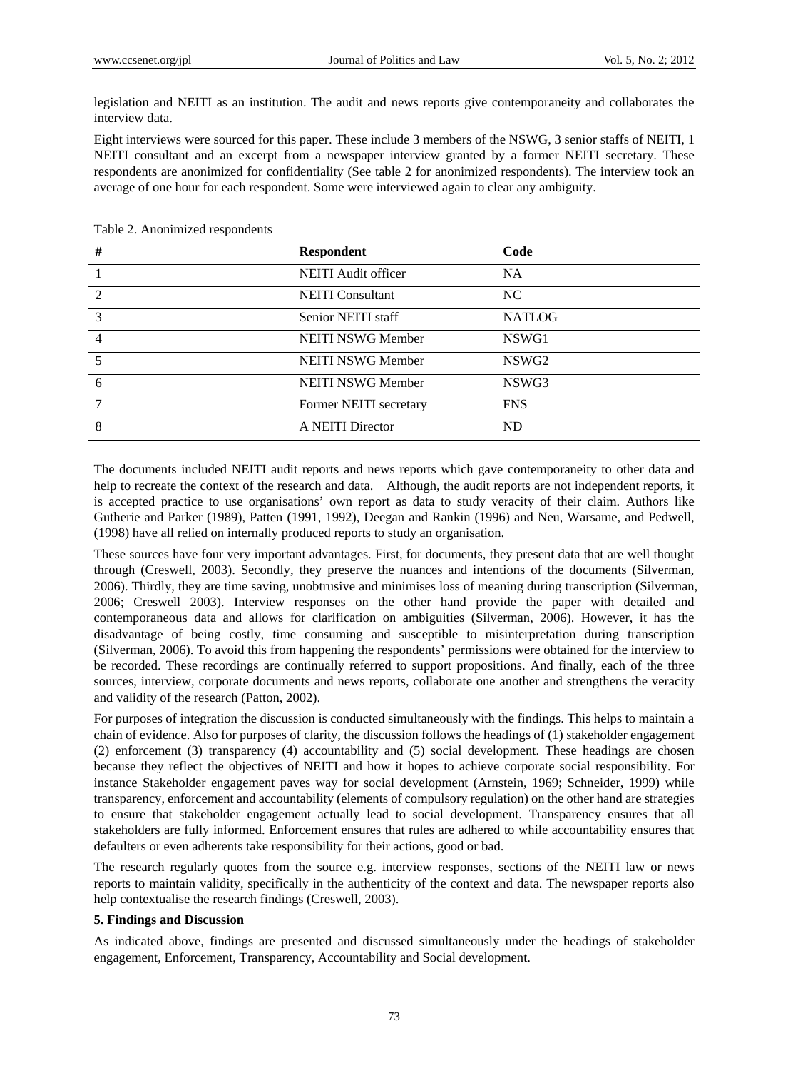legislation and NEITI as an institution. The audit and news reports give contemporaneity and collaborates the interview data.

Eight interviews were sourced for this paper. These include 3 members of the NSWG, 3 senior staffs of NEITI, 1 NEITI consultant and an excerpt from a newspaper interview granted by a former NEITI secretary. These respondents are anonimized for confidentiality (See table 2 for anonimized respondents). The interview took an average of one hour for each respondent. Some were interviewed again to clear any ambiguity.

Table 2. Anonimized respondents

| # | Respondent | Code |
|---|---|---|
| 1 | NEITI Audit officer | NA |
| 2 | NEITI Consultant | NC |
| 3 | Senior NEITI staff | NATLOG |
| 4 | NEITI NSWG Member | NSWG1 |
| 5 | NEITI NSWG Member | NSWG2 |
| 6 | NEITI NSWG Member | NSWG3 |
| 7 | Former NEITI secretary | FNS |
| 8 | A NEITI Director | ND |

The documents included NEITI audit reports and news reports which gave contemporaneity to other data and help to recreate the context of the research and data.  Although, the audit reports are not independent reports, it is accepted practice to use organisations' own report as data to study veracity of their claim. Authors like Gutherie and Parker (1989), Patten (1991, 1992), Deegan and Rankin (1996) and Neu, Warsame, and Pedwell, (1998) have all relied on internally produced reports to study an organisation.

These sources have four very important advantages. First, for documents, they present data that are well thought through (Creswell, 2003). Secondly, they preserve the nuances and intentions of the documents (Silverman, 2006). Thirdly, they are time saving, unobtrusive and minimises loss of meaning during transcription (Silverman, 2006; Creswell 2003). Interview responses on the other hand provide the paper with detailed and contemporaneous data and allows for clarification on ambiguities (Silverman, 2006). However, it has the disadvantage of being costly, time consuming and susceptible to misinterpretation during transcription (Silverman, 2006). To avoid this from happening the respondents' permissions were obtained for the interview to be recorded. These recordings are continually referred to support propositions. And finally, each of the three sources, interview, corporate documents and news reports, collaborate one another and strengthens the veracity and validity of the research (Patton, 2002).

For purposes of integration the discussion is conducted simultaneously with the findings. This helps to maintain a chain of evidence. Also for purposes of clarity, the discussion follows the headings of (1) stakeholder engagement (2) enforcement (3) transparency (4) accountability and (5) social development. These headings are chosen because they reflect the objectives of NEITI and how it hopes to achieve corporate social responsibility. For instance Stakeholder engagement paves way for social development (Arnstein, 1969; Schneider, 1999) while transparency, enforcement and accountability (elements of compulsory regulation) on the other hand are strategies to ensure that stakeholder engagement actually lead to social development. Transparency ensures that all stakeholders are fully informed. Enforcement ensures that rules are adhered to while accountability ensures that defaulters or even adherents take responsibility for their actions, good or bad.

The research regularly quotes from the source e.g. interview responses, sections of the NEITI law or news reports to maintain validity, specifically in the authenticity of the context and data. The newspaper reports also help contextualise the research findings (Creswell, 2003).

## 5. Findings and Discussion

As indicated above, findings are presented and discussed simultaneously under the headings of stakeholder engagement, Enforcement, Transparency, Accountability and Social development.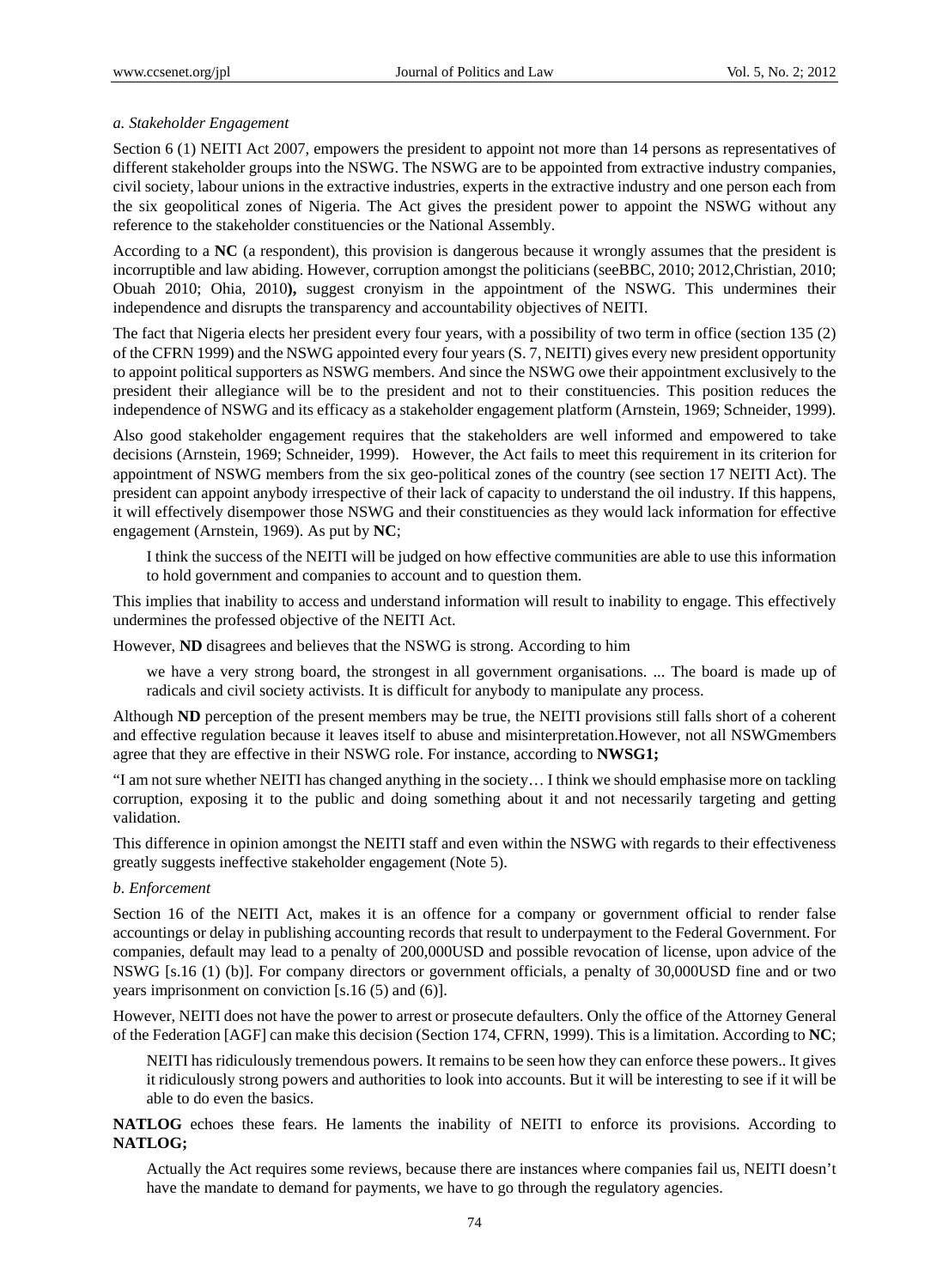*a. Stakeholder Engagement*

Section 6 (1) NEITI Act 2007, empowers the president to appoint not more than 14 persons as representatives of different stakeholder groups into the NSWG. The NSWG are to be appointed from extractive industry companies, civil society, labour unions in the extractive industries, experts in the extractive industry and one person each from the six geopolitical zones of Nigeria. The Act gives the president power to appoint the NSWG without any reference to the stakeholder constituencies or the National Assembly.

According to a **NC** (a respondent), this provision is dangerous because it wrongly assumes that the president is incorruptible and law abiding. However, corruption amongst the politicians (seeBBC, 2010; 2012,Christian, 2010; Obuah 2010; Ohia, 2010**),** suggest cronyism in the appointment of the NSWG. This undermines their independence and disrupts the transparency and accountability objectives of NEITI.

The fact that Nigeria elects her president every four years, with a possibility of two term in office (section 135 (2) of the CFRN 1999) and the NSWG appointed every four years (S. 7, NEITI) gives every new president opportunity to appoint political supporters as NSWG members. And since the NSWG owe their appointment exclusively to the president their allegiance will be to the president and not to their constituencies. This position reduces the independence of NSWG and its efficacy as a stakeholder engagement platform (Arnstein, 1969; Schneider, 1999).

Also good stakeholder engagement requires that the stakeholders are well informed and empowered to take decisions (Arnstein, 1969; Schneider, 1999). However, the Act fails to meet this requirement in its criterion for appointment of NSWG members from the six geo-political zones of the country (see section 17 NEITI Act). The president can appoint anybody irrespective of their lack of capacity to understand the oil industry. If this happens, it will effectively disempower those NSWG and their constituencies as they would lack information for effective engagement (Arnstein, 1969). As put by **NC**;

> I think the success of the NEITI will be judged on how effective communities are able to use this information to hold government and companies to account and to question them.

This implies that inability to access and understand information will result to inability to engage. This effectively undermines the professed objective of the NEITI Act.

However, **ND** disagrees and believes that the NSWG is strong. According to him

> we have a very strong board, the strongest in all government organisations. ... The board is made up of radicals and civil society activists. It is difficult for anybody to manipulate any process.

Although **ND** perception of the present members may be true, the NEITI provisions still falls short of a coherent and effective regulation because it leaves itself to abuse and misinterpretation.However, not all NSWGmembers agree that they are effective in their NSWG role. For instance, according to **NWSG1;**

"I am not sure whether NEITI has changed anything in the society… I think we should emphasise more on tackling corruption, exposing it to the public and doing something about it and not necessarily targeting and getting validation.

This difference in opinion amongst the NEITI staff and even within the NSWG with regards to their effectiveness greatly suggests ineffective stakeholder engagement (Note 5).

*b. Enforcement*

Section 16 of the NEITI Act, makes it is an offence for a company or government official to render false accountings or delay in publishing accounting records that result to underpayment to the Federal Government. For companies, default may lead to a penalty of 200,000USD and possible revocation of license, upon advice of the NSWG [s.16 (1) (b)]. For company directors or government officials, a penalty of 30,000USD fine and or two years imprisonment on conviction [s.16 (5) and (6)].

However, NEITI does not have the power to arrest or prosecute defaulters. Only the office of the Attorney General of the Federation [AGF] can make this decision (Section 174, CFRN, 1999). This is a limitation. According to **NC**;

> NEITI has ridiculously tremendous powers. It remains to be seen how they can enforce these powers.. It gives it ridiculously strong powers and authorities to look into accounts. But it will be interesting to see if it will be able to do even the basics.

**NATLOG** echoes these fears. He laments the inability of NEITI to enforce its provisions. According to **NATLOG;**

> Actually the Act requires some reviews, because there are instances where companies fail us, NEITI doesn't have the mandate to demand for payments, we have to go through the regulatory agencies.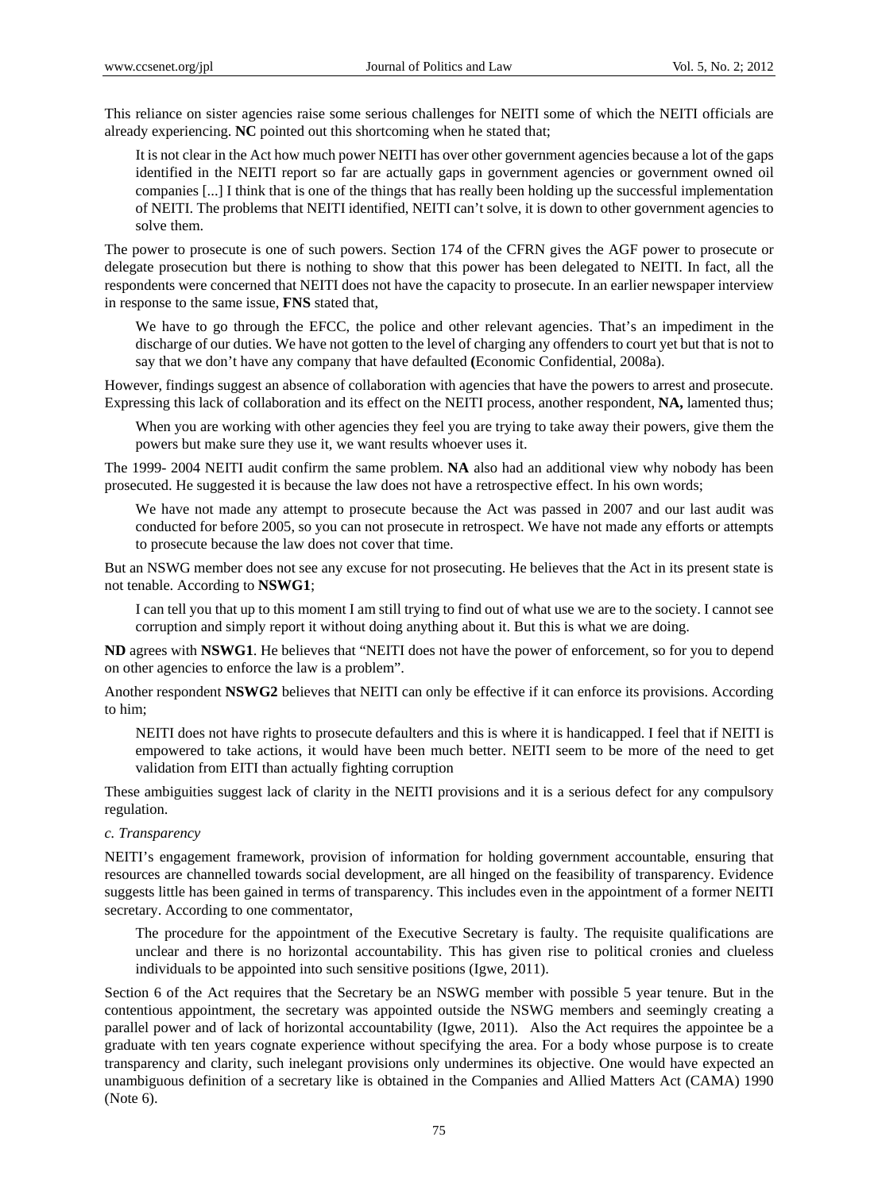This reliance on sister agencies raise some serious challenges for NEITI some of which the NEITI officials are already experiencing. **NC** pointed out this shortcoming when he stated that;

> It is not clear in the Act how much power NEITI has over other government agencies because a lot of the gaps identified in the NEITI report so far are actually gaps in government agencies or government owned oil companies [...] I think that is one of the things that has really been holding up the successful implementation of NEITI. The problems that NEITI identified, NEITI can't solve, it is down to other government agencies to solve them.

The power to prosecute is one of such powers. Section 174 of the CFRN gives the AGF power to prosecute or delegate prosecution but there is nothing to show that this power has been delegated to NEITI. In fact, all the respondents were concerned that NEITI does not have the capacity to prosecute. In an earlier newspaper interview in response to the same issue, **FNS** stated that,

> We have to go through the EFCC, the police and other relevant agencies. That's an impediment in the discharge of our duties. We have not gotten to the level of charging any offenders to court yet but that is not to say that we don't have any company that have defaulted **(**Economic Confidential, 2008a).

However, findings suggest an absence of collaboration with agencies that have the powers to arrest and prosecute. Expressing this lack of collaboration and its effect on the NEITI process, another respondent, **NA,** lamented thus;

> When you are working with other agencies they feel you are trying to take away their powers, give them the powers but make sure they use it, we want results whoever uses it.

The 1999- 2004 NEITI audit confirm the same problem. **NA** also had an additional view why nobody has been prosecuted. He suggested it is because the law does not have a retrospective effect. In his own words;

> We have not made any attempt to prosecute because the Act was passed in 2007 and our last audit was conducted for before 2005, so you can not prosecute in retrospect. We have not made any efforts or attempts to prosecute because the law does not cover that time.

But an NSWG member does not see any excuse for not prosecuting. He believes that the Act in its present state is not tenable. According to **NSWG1**;

> I can tell you that up to this moment I am still trying to find out of what use we are to the society. I cannot see corruption and simply report it without doing anything about it. But this is what we are doing.

**ND** agrees with **NSWG1**. He believes that "NEITI does not have the power of enforcement, so for you to depend on other agencies to enforce the law is a problem".

Another respondent **NSWG2** believes that NEITI can only be effective if it can enforce its provisions. According to him;

> NEITI does not have rights to prosecute defaulters and this is where it is handicapped. I feel that if NEITI is empowered to take actions, it would have been much better. NEITI seem to be more of the need to get validation from EITI than actually fighting corruption

These ambiguities suggest lack of clarity in the NEITI provisions and it is a serious defect for any compulsory regulation.

*c. Transparency*

NEITI's engagement framework, provision of information for holding government accountable, ensuring that resources are channelled towards social development, are all hinged on the feasibility of transparency. Evidence suggests little has been gained in terms of transparency. This includes even in the appointment of a former NEITI secretary. According to one commentator,

> The procedure for the appointment of the Executive Secretary is faulty. The requisite qualifications are unclear and there is no horizontal accountability. This has given rise to political cronies and clueless individuals to be appointed into such sensitive positions (Igwe, 2011).

Section 6 of the Act requires that the Secretary be an NSWG member with possible 5 year tenure. But in the contentious appointment, the secretary was appointed outside the NSWG members and seemingly creating a parallel power and of lack of horizontal accountability (Igwe, 2011). Also the Act requires the appointee be a graduate with ten years cognate experience without specifying the area. For a body whose purpose is to create transparency and clarity, such inelegant provisions only undermines its objective. One would have expected an unambiguous definition of a secretary like is obtained in the Companies and Allied Matters Act (CAMA) 1990 (Note 6).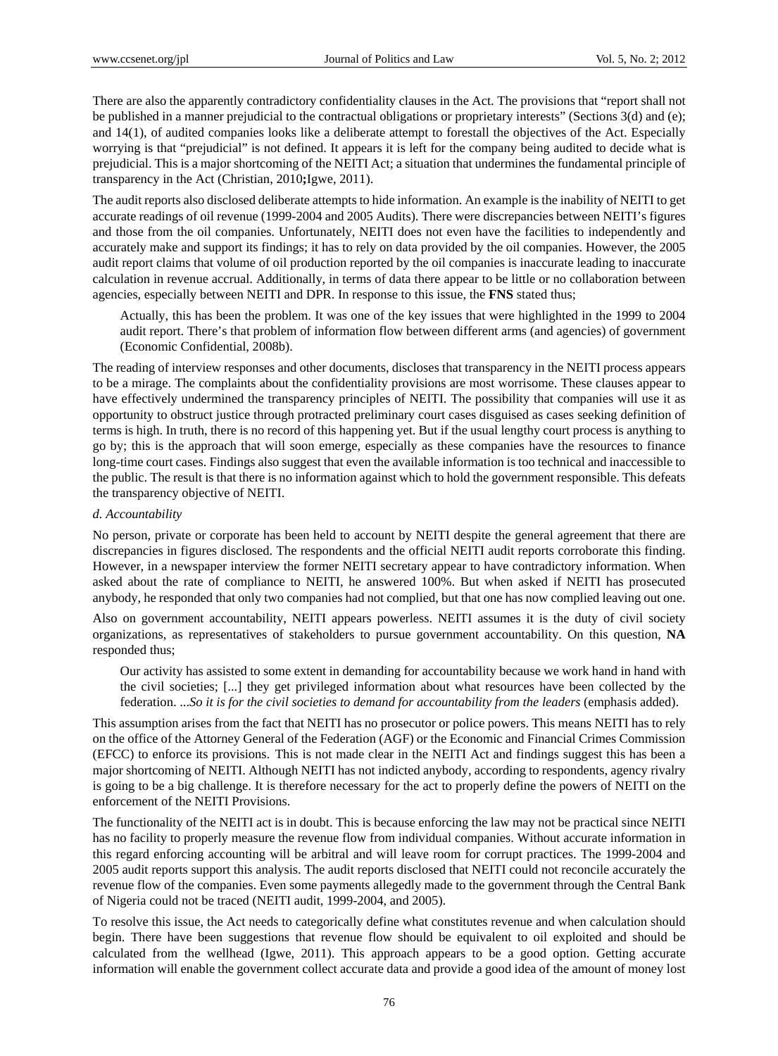There are also the apparently contradictory confidentiality clauses in the Act. The provisions that "report shall not be published in a manner prejudicial to the contractual obligations or proprietary interests" (Sections 3(d) and (e); and 14(1), of audited companies looks like a deliberate attempt to forestall the objectives of the Act. Especially worrying is that "prejudicial" is not defined. It appears it is left for the company being audited to decide what is prejudicial. This is a major shortcoming of the NEITI Act; a situation that undermines the fundamental principle of transparency in the Act (Christian, 2010**;**Igwe, 2011).

The audit reports also disclosed deliberate attempts to hide information. An example is the inability of NEITI to get accurate readings of oil revenue (1999-2004 and 2005 Audits). There were discrepancies between NEITI's figures and those from the oil companies. Unfortunately, NEITI does not even have the facilities to independently and accurately make and support its findings; it has to rely on data provided by the oil companies. However, the 2005 audit report claims that volume of oil production reported by the oil companies is inaccurate leading to inaccurate calculation in revenue accrual. Additionally, in terms of data there appear to be little or no collaboration between agencies, especially between NEITI and DPR. In response to this issue, the **FNS** stated thus;

> Actually, this has been the problem. It was one of the key issues that were highlighted in the 1999 to 2004 audit report. There's that problem of information flow between different arms (and agencies) of government (Economic Confidential, 2008b).

The reading of interview responses and other documents, discloses that transparency in the NEITI process appears to be a mirage. The complaints about the confidentiality provisions are most worrisome. These clauses appear to have effectively undermined the transparency principles of NEITI. The possibility that companies will use it as opportunity to obstruct justice through protracted preliminary court cases disguised as cases seeking definition of terms is high. In truth, there is no record of this happening yet. But if the usual lengthy court process is anything to go by; this is the approach that will soon emerge, especially as these companies have the resources to finance long-time court cases. Findings also suggest that even the available information is too technical and inaccessible to the public. The result is that there is no information against which to hold the government responsible. This defeats the transparency objective of NEITI.

*d. Accountability*

No person, private or corporate has been held to account by NEITI despite the general agreement that there are discrepancies in figures disclosed. The respondents and the official NEITI audit reports corroborate this finding. However, in a newspaper interview the former NEITI secretary appear to have contradictory information. When asked about the rate of compliance to NEITI, he answered 100%. But when asked if NEITI has prosecuted anybody, he responded that only two companies had not complied, but that one has now complied leaving out one.

Also on government accountability, NEITI appears powerless. NEITI assumes it is the duty of civil society organizations, as representatives of stakeholders to pursue government accountability. On this question, **NA** responded thus;

> Our activity has assisted to some extent in demanding for accountability because we work hand in hand with the civil societies; [...] they get privileged information about what resources have been collected by the federation. *...So it is for the civil societies to demand for accountability from the leaders* (emphasis added).

This assumption arises from the fact that NEITI has no prosecutor or police powers. This means NEITI has to rely on the office of the Attorney General of the Federation (AGF) or the Economic and Financial Crimes Commission (EFCC) to enforce its provisions. This is not made clear in the NEITI Act and findings suggest this has been a major shortcoming of NEITI. Although NEITI has not indicted anybody, according to respondents, agency rivalry is going to be a big challenge. It is therefore necessary for the act to properly define the powers of NEITI on the enforcement of the NEITI Provisions.

The functionality of the NEITI act is in doubt. This is because enforcing the law may not be practical since NEITI has no facility to properly measure the revenue flow from individual companies. Without accurate information in this regard enforcing accounting will be arbitral and will leave room for corrupt practices. The 1999-2004 and 2005 audit reports support this analysis. The audit reports disclosed that NEITI could not reconcile accurately the revenue flow of the companies. Even some payments allegedly made to the government through the Central Bank of Nigeria could not be traced (NEITI audit, 1999-2004, and 2005).

To resolve this issue, the Act needs to categorically define what constitutes revenue and when calculation should begin. There have been suggestions that revenue flow should be equivalent to oil exploited and should be calculated from the wellhead (Igwe, 2011). This approach appears to be a good option. Getting accurate information will enable the government collect accurate data and provide a good idea of the amount of money lost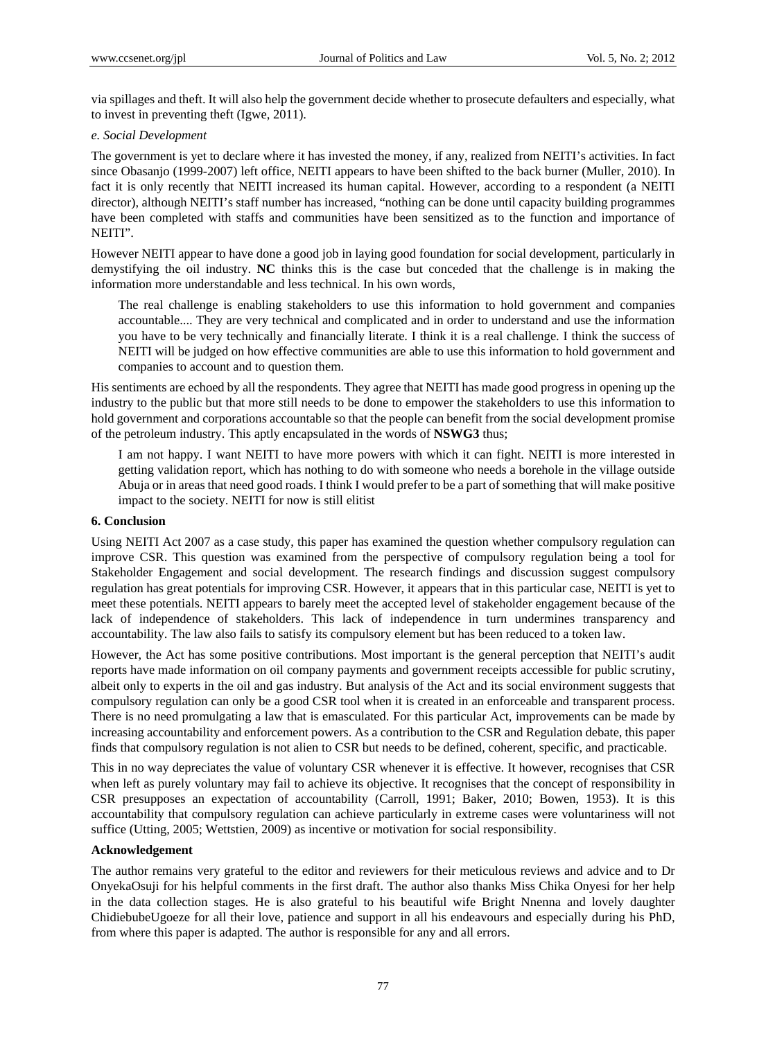via spillages and theft. It will also help the government decide whether to prosecute defaulters and especially, what to invest in preventing theft (Igwe, 2011).

*e. Social Development*

The government is yet to declare where it has invested the money, if any, realized from NEITI's activities. In fact since Obasanjo (1999-2007) left office, NEITI appears to have been shifted to the back burner (Muller, 2010). In fact it is only recently that NEITI increased its human capital. However, according to a respondent (a NEITI director), although NEITI's staff number has increased, "nothing can be done until capacity building programmes have been completed with staffs and communities have been sensitized as to the function and importance of NEITI".

However NEITI appear to have done a good job in laying good foundation for social development, particularly in demystifying the oil industry. **NC** thinks this is the case but conceded that the challenge is in making the information more understandable and less technical. In his own words,

> The real challenge is enabling stakeholders to use this information to hold government and companies accountable.... They are very technical and complicated and in order to understand and use the information you have to be very technically and financially literate. I think it is a real challenge. I think the success of NEITI will be judged on how effective communities are able to use this information to hold government and companies to account and to question them.

His sentiments are echoed by all the respondents. They agree that NEITI has made good progress in opening up the industry to the public but that more still needs to be done to empower the stakeholders to use this information to hold government and corporations accountable so that the people can benefit from the social development promise of the petroleum industry. This aptly encapsulated in the words of **NSWG3** thus;

> I am not happy. I want NEITI to have more powers with which it can fight. NEITI is more interested in getting validation report, which has nothing to do with someone who needs a borehole in the village outside Abuja or in areas that need good roads. I think I would prefer to be a part of something that will make positive impact to the society. NEITI for now is still elitist

## 6. Conclusion

Using NEITI Act 2007 as a case study, this paper has examined the question whether compulsory regulation can improve CSR. This question was examined from the perspective of compulsory regulation being a tool for Stakeholder Engagement and social development. The research findings and discussion suggest compulsory regulation has great potentials for improving CSR. However, it appears that in this particular case, NEITI is yet to meet these potentials. NEITI appears to barely meet the accepted level of stakeholder engagement because of the lack of independence of stakeholders. This lack of independence in turn undermines transparency and accountability. The law also fails to satisfy its compulsory element but has been reduced to a token law.

However, the Act has some positive contributions. Most important is the general perception that NEITI's audit reports have made information on oil company payments and government receipts accessible for public scrutiny, albeit only to experts in the oil and gas industry. But analysis of the Act and its social environment suggests that compulsory regulation can only be a good CSR tool when it is created in an enforceable and transparent process. There is no need promulgating a law that is emasculated. For this particular Act, improvements can be made by increasing accountability and enforcement powers. As a contribution to the CSR and Regulation debate, this paper finds that compulsory regulation is not alien to CSR but needs to be defined, coherent, specific, and practicable.

This in no way depreciates the value of voluntary CSR whenever it is effective. It however, recognises that CSR when left as purely voluntary may fail to achieve its objective. It recognises that the concept of responsibility in CSR presupposes an expectation of accountability (Carroll, 1991; Baker, 2010; Bowen, 1953). It is this accountability that compulsory regulation can achieve particularly in extreme cases were voluntariness will not suffice (Utting, 2005; Wettstien, 2009) as incentive or motivation for social responsibility.

## Acknowledgement

The author remains very grateful to the editor and reviewers for their meticulous reviews and advice and to Dr OnyekaOsuji for his helpful comments in the first draft. The author also thanks Miss Chika Onyesi for her help in the data collection stages. He is also grateful to his beautiful wife Bright Nnenna and lovely daughter ChidiebubeUgoeze for all their love, patience and support in all his endeavours and especially during his PhD, from where this paper is adapted. The author is responsible for any and all errors.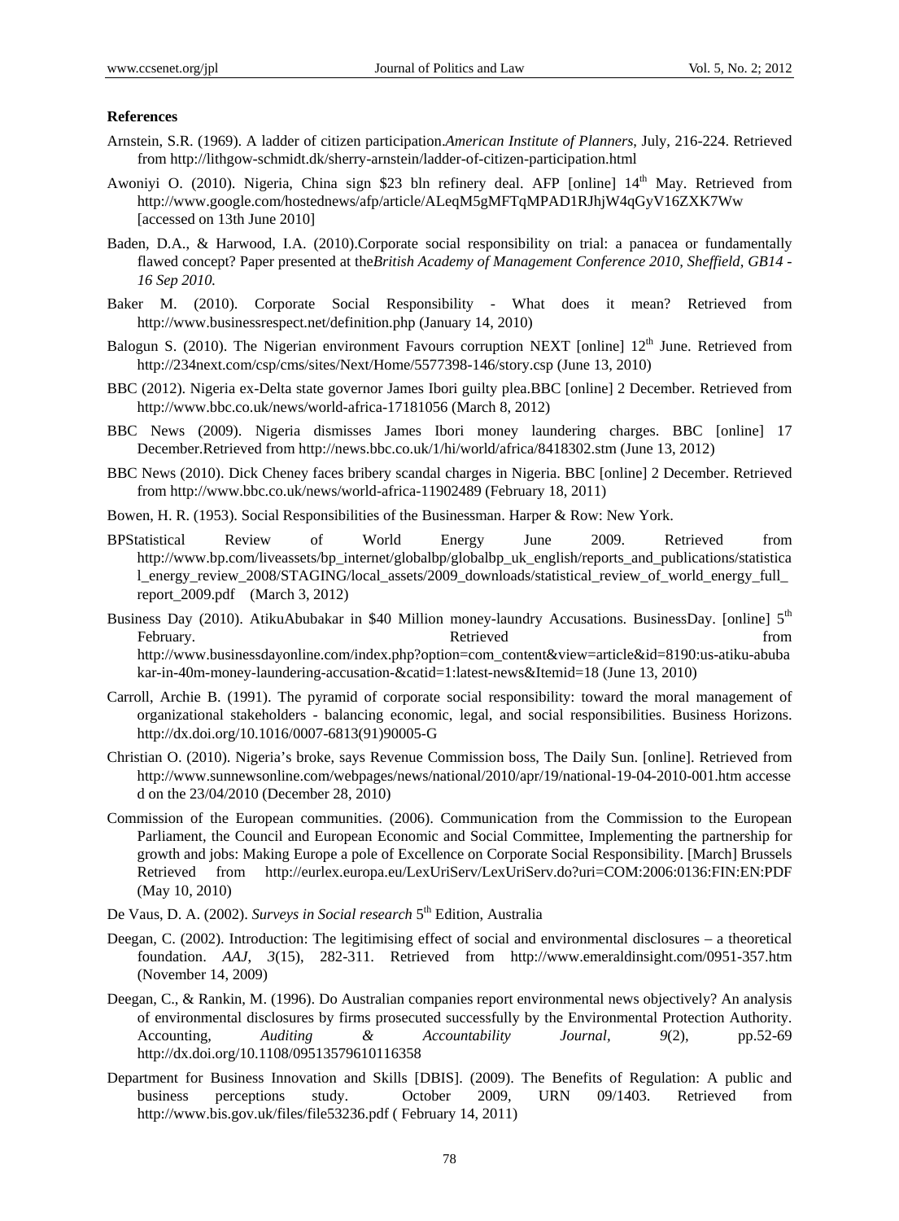**References**

Arnstein, S.R. (1969). A ladder of citizen participation.*American Institute of Planners*, July, 216-224. Retrieved from http://lithgow-schmidt.dk/sherry-arnstein/ladder-of-citizen-participation.html

Awoniyi O. (2010). Nigeria, China sign $23 bln refinery deal. AFP [online] 14th May. Retrieved from http://www.google.com/hostednews/afp/article/ALeqM5gMFTqMPAD1RJhjW4qGyV16ZXK7Ww [accessed on 13th June 2010]

Baden, D.A., & Harwood, I.A. (2010).Corporate social responsibility on trial: a panacea or fundamentally flawed concept? Paper presented at the*British Academy of Management Conference 2010, Sheffield, GB14 - 16 Sep 2010.*

Baker M. (2010). Corporate Social Responsibility - What does it mean? Retrieved from http://www.businessrespect.net/definition.php (January 14, 2010)

Balogun S. (2010). The Nigerian environment Favours corruption NEXT [online] 12th June. Retrieved from http://234next.com/csp/cms/sites/Next/Home/5577398-146/story.csp (June 13, 2010)

BBC (2012). Nigeria ex-Delta state governor James Ibori guilty plea.BBC [online] 2 December. Retrieved from http://www.bbc.co.uk/news/world-africa-17181056 (March 8, 2012)

BBC News (2009). Nigeria dismisses James Ibori money laundering charges. BBC [online] 17 December.Retrieved from http://news.bbc.co.uk/1/hi/world/africa/8418302.stm (June 13, 2012)

BBC News (2010). Dick Cheney faces bribery scandal charges in Nigeria. BBC [online] 2 December. Retrieved from http://www.bbc.co.uk/news/world-africa-11902489 (February 18, 2011)

Bowen, H. R. (1953). Social Responsibilities of the Businessman. Harper & Row: New York.

BPStatistical Review of World Energy June 2009. Retrieved from http://www.bp.com/liveassets/bp_internet/globalbp/globalbp_uk_english/reports_and_publications/statistical_energy_review_2008/STAGING/local_assets/2009_downloads/statistical_review_of_world_energy_full_report_2009.pdf (March 3, 2012)

Business Day (2010). AtikuAbubakar in $40 Million money-laundry Accusations. BusinessDay. [online] 5th February. Retrieved from http://www.businessdayonline.com/index.php?option=com_content&view=article&id=8190:us-atiku-abubakar-in-40m-money-laundering-accusation-&catid=1:latest-news&Itemid=18 (June 13, 2010)

Carroll, Archie B. (1991). The pyramid of corporate social responsibility: toward the moral management of organizational stakeholders - balancing economic, legal, and social responsibilities. Business Horizons. http://dx.doi.org/10.1016/0007-6813(91)90005-G

Christian O. (2010). Nigeria's broke, says Revenue Commission boss, The Daily Sun. [online]. Retrieved from http://www.sunnewsonline.com/webpages/news/national/2010/apr/19/national-19-04-2010-001.htm accessed on the 23/04/2010 (December 28, 2010)

Commission of the European communities. (2006). Communication from the Commission to the European Parliament, the Council and European Economic and Social Committee, Implementing the partnership for growth and jobs: Making Europe a pole of Excellence on Corporate Social Responsibility. [March] Brussels Retrieved from http://eurlex.europa.eu/LexUriServ/LexUriServ.do?uri=COM:2006:0136:FIN:EN:PDF (May 10, 2010)

De Vaus, D. A. (2002). *Surveys in Social research* 5th Edition, Australia

Deegan, C. (2002). Introduction: The legitimising effect of social and environmental disclosures – a theoretical foundation. *AAJ, 3*(15), 282-311. Retrieved from http://www.emeraldinsight.com/0951-357.htm (November 14, 2009)

Deegan, C., & Rankin, M. (1996). Do Australian companies report environmental news objectively? An analysis of environmental disclosures by firms prosecuted successfully by the Environmental Protection Authority. Accounting, *Auditing & Accountability Journal*, *9*(2), pp.52-69 http://dx.doi.org/10.1108/09513579610116358

Department for Business Innovation and Skills [DBIS]. (2009). The Benefits of Regulation: A public and business perceptions study. October 2009, URN 09/1403. Retrieved from http://www.bis.gov.uk/files/file53236.pdf ( February 14, 2011)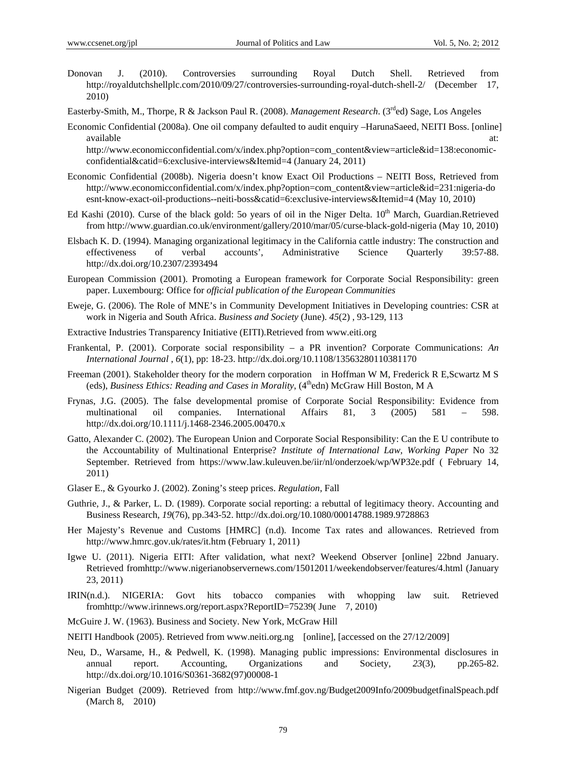Donovan J. (2010). Controversies surrounding Royal Dutch Shell. Retrieved from http://royaldutchshellplc.com/2010/09/27/controversies-surrounding-royal-dutch-shell-2/ (December 17, 2010)

Easterby-Smith, M., Thorpe, R & Jackson Paul R. (2008). *Management Research*. (3rded) Sage, Los Angeles

Economic Confidential (2008a). One oil company defaulted to audit enquiry –HarunaSaeed, NEITI Boss. [online] available at: http://www.economicconfidential.com/x/index.php?option=com_content&view=article&id=138:economic-confidential&catid=6:exclusive-interviews&Itemid=4 (January 24, 2011)

Economic Confidential (2008b). Nigeria doesn't know Exact Oil Productions – NEITI Boss, Retrieved from http://www.economicconfidential.com/x/index.php?option=com_content&view=article&id=231:nigeria-doesnt-know-exact-oil-productions--neiti-boss&catid=6:exclusive-interviews&Itemid=4 (May 10, 2010)

Ed Kashi (2010). Curse of the black gold: 5o years of oil in the Niger Delta. 10th March, Guardian.Retrieved from http://www.guardian.co.uk/environment/gallery/2010/mar/05/curse-black-gold-nigeria (May 10, 2010)

Elsbach K. D. (1994). Managing organizational legitimacy in the California cattle industry: The construction and effectiveness of verbal accounts', Administrative Science Quarterly 39:57-88. http://dx.doi.org/10.2307/2393494

European Commission (2001). Promoting a European framework for Corporate Social Responsibility: green paper. Luxembourg: Office for *official publication of the European Communities*

Eweje, G. (2006). The Role of MNE's in Community Development Initiatives in Developing countries: CSR at work in Nigeria and South Africa. *Business and Society* (June). *45*(2) , 93-129, 113

Extractive Industries Transparency Initiative (EITI).Retrieved from www.eiti.org

Frankental, P. (2001). Corporate social responsibility – a PR invention? Corporate Communications: *An International Journal* , *6*(1), pp: 18-23. http://dx.doi.org/10.1108/13563280110381170

Freeman (2001). Stakeholder theory for the modern corporation in Hoffman W M, Frederick R E,Scwartz M S (eds), *Business Ethics: Reading and Cases in Morality*, (4thedn) McGraw Hill Boston, M A

Frynas, J.G. (2005). The false developmental promise of Corporate Social Responsibility: Evidence from multinational oil companies. International Affairs 81, 3 (2005) 581 – 598. http://dx.doi.org/10.1111/j.1468-2346.2005.00470.x

Gatto, Alexander C. (2002). The European Union and Corporate Social Responsibility: Can the E U contribute to the Accountability of Multinational Enterprise? *Institute of International Law, Working Paper* No 32 September. Retrieved from https://www.law.kuleuven.be/iir/nl/onderzoek/wp/WP32e.pdf ( February 14, 2011)

Glaser E., & Gyourko J. (2002). Zoning's steep prices. *Regulation*, Fall

Guthrie, J., & Parker, L. D. (1989). Corporate social reporting: a rebuttal of legitimacy theory. Accounting and Business Research, *19*(76), pp.343-52. http://dx.doi.org/10.1080/00014788.1989.9728863

Her Majesty's Revenue and Customs [HMRC] (n.d). Income Tax rates and allowances. Retrieved from http://www.hmrc.gov.uk/rates/it.htm (February 1, 2011)

Igwe U. (2011). Nigeria EITI: After validation, what next? Weekend Observer [online] 22bnd January. Retrieved fromhttp://www.nigerianobservernews.com/15012011/weekendobserver/features/4.html (January 23, 2011)

IRIN(n.d.). NIGERIA: Govt hits tobacco companies with whopping law suit. Retrieved fromhttp://www.irinnews.org/report.aspx?ReportID=75239( June 7, 2010)

McGuire J. W. (1963). Business and Society. New York, McGraw Hill

NEITI Handbook (2005). Retrieved from www.neiti.org.ng [online], [accessed on the 27/12/2009]

Neu, D., Warsame, H., & Pedwell, K. (1998). Managing public impressions: Environmental disclosures in annual report. Accounting, Organizations and Society, *23*(3), pp.265-82. http://dx.doi.org/10.1016/S0361-3682(97)00008-1

Nigerian Budget (2009). Retrieved from http://www.fmf.gov.ng/Budget2009Info/2009budgetfinalSpeach.pdf (March 8, 2010)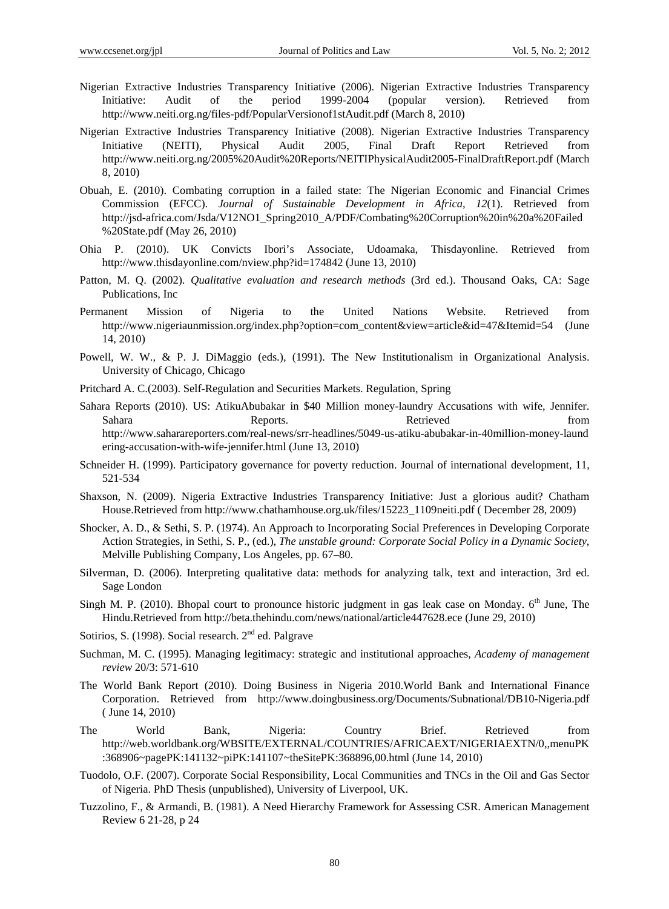Nigerian Extractive Industries Transparency Initiative (2006). Nigerian Extractive Industries Transparency Initiative: Audit of the period 1999-2004 (popular version). Retrieved from http://www.neiti.org.ng/files-pdf/PopularVersionof1stAudit.pdf (March 8, 2010)

Nigerian Extractive Industries Transparency Initiative (2008). Nigerian Extractive Industries Transparency Initiative (NEITI), Physical Audit 2005, Final Draft Report Retrieved from http://www.neiti.org.ng/2005%20Audit%20Reports/NEITIPhysicalAudit2005-FinalDraftReport.pdf (March 8, 2010)

Obuah, E. (2010). Combating corruption in a failed state: The Nigerian Economic and Financial Crimes Commission (EFCC). *Journal of Sustainable Development in Africa*, *12*(1). Retrieved from http://jsd-africa.com/Jsda/V12NO1_Spring2010_A/PDF/Combating%20Corruption%20in%20a%20Failed%20State.pdf (May 26, 2010)

Ohia P. (2010). UK Convicts Ibori's Associate, Udoamaka, Thisdayonline. Retrieved from http://www.thisdayonline.com/nview.php?id=174842 (June 13, 2010)

Patton, M. Q. (2002). *Qualitative evaluation and research methods* (3rd ed.). Thousand Oaks, CA: Sage Publications, Inc

Permanent Mission of Nigeria to the United Nations Website. Retrieved from http://www.nigeriaunmission.org/index.php?option=com_content&view=article&id=47&Itemid=54 (June 14, 2010)

Powell, W. W., & P. J. DiMaggio (eds.), (1991). The New Institutionalism in Organizational Analysis. University of Chicago, Chicago

Pritchard A. C.(2003). Self-Regulation and Securities Markets. Regulation, Spring

Sahara Reports (2010). US: AtikuAbubakar in $40 Million money-laundry Accusations with wife, Jennifer. Sahara Reports. Retrieved from http://www.saharareporters.com/real-news/srr-headlines/5049-us-atiku-abubakar-in-40million-money-laundering-accusation-with-wife-jennifer.html (June 13, 2010)

Schneider H. (1999). Participatory governance for poverty reduction. Journal of international development, 11, 521-534

Shaxson, N. (2009). Nigeria Extractive Industries Transparency Initiative: Just a glorious audit? Chatham House.Retrieved from http://www.chathamhouse.org.uk/files/15223_1109neiti.pdf ( December 28, 2009)

Shocker, A. D., & Sethi, S. P. (1974). An Approach to Incorporating Social Preferences in Developing Corporate Action Strategies, in Sethi, S. P., (ed.), *The unstable ground: Corporate Social Policy in a Dynamic Society*, Melville Publishing Company, Los Angeles, pp. 67–80.

Silverman, D. (2006). Interpreting qualitative data: methods for analyzing talk, text and interaction, 3rd ed. Sage London

Singh M. P. (2010). Bhopal court to pronounce historic judgment in gas leak case on Monday. 6th June, The Hindu.Retrieved from http://beta.thehindu.com/news/national/article447628.ece (June 29, 2010)

Sotirios, S. (1998). Social research. 2nd ed. Palgrave

Suchman, M. C. (1995). Managing legitimacy: strategic and institutional approaches, *Academy of management review* 20/3: 571-610

The World Bank Report (2010). Doing Business in Nigeria 2010.World Bank and International Finance Corporation. Retrieved from http://www.doingbusiness.org/Documents/Subnational/DB10-Nigeria.pdf ( June 14, 2010)

The World Bank, Nigeria: Country Brief. Retrieved from http://web.worldbank.org/WBSITE/EXTERNAL/COUNTRIES/AFRICAEXT/NIGERIAEXTN/0,,menuPK:368906~pagePK:141132~piPK:141107~theSitePK:368896,00.html (June 14, 2010)

Tuodolo, O.F. (2007). Corporate Social Responsibility, Local Communities and TNCs in the Oil and Gas Sector of Nigeria. PhD Thesis (unpublished), University of Liverpool, UK.

Tuzzolino, F., & Armandi, B. (1981). A Need Hierarchy Framework for Assessing CSR. American Management Review 6 21-28, p 24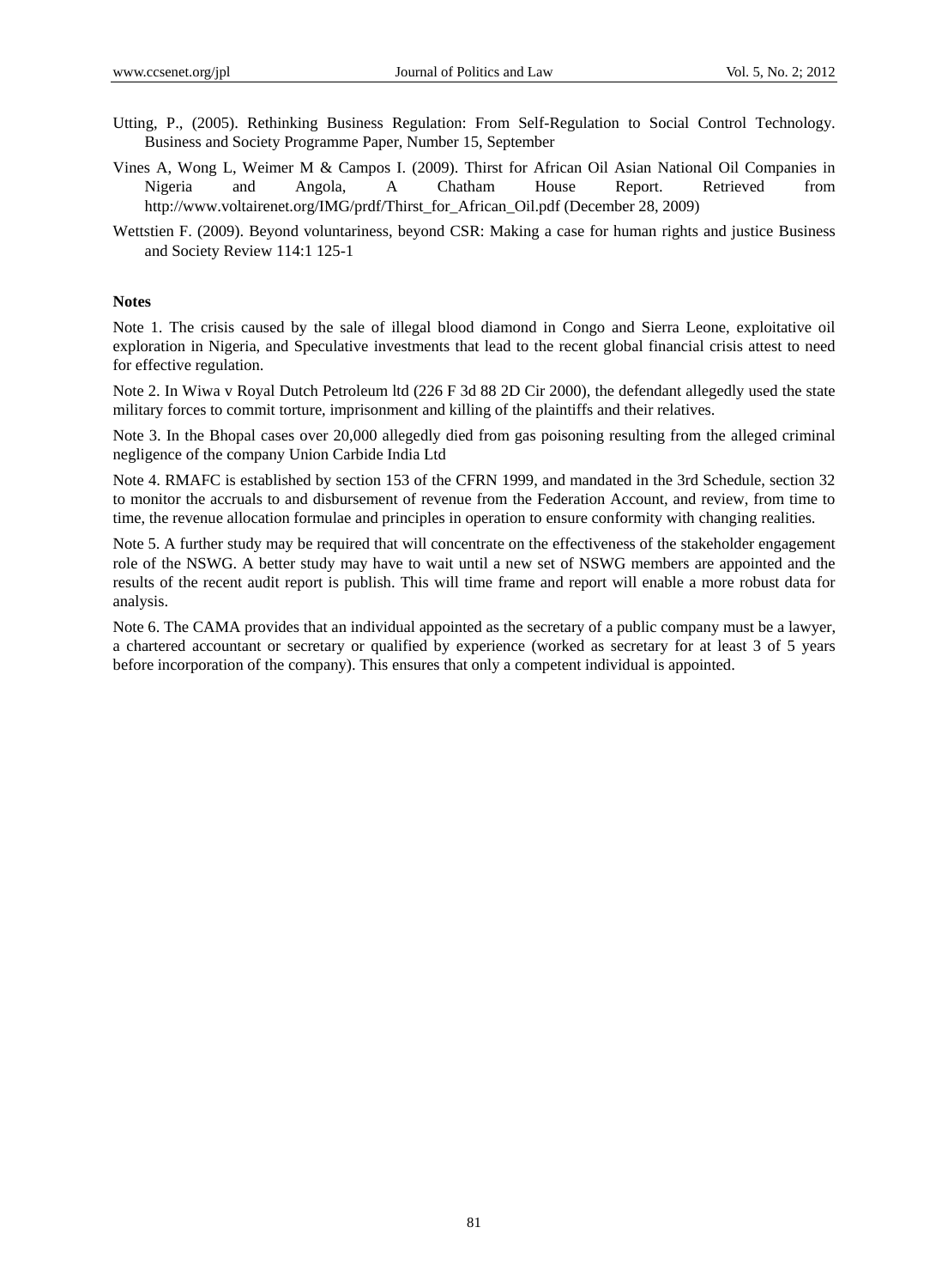Utting, P., (2005). Rethinking Business Regulation: From Self-Regulation to Social Control Technology. Business and Society Programme Paper, Number 15, September

Vines A, Wong L, Weimer M & Campos I. (2009). Thirst for African Oil Asian National Oil Companies in Nigeria and Angola, A Chatham House Report. Retrieved from http://www.voltairenet.org/IMG/prdf/Thirst_for_African_Oil.pdf (December 28, 2009)

Wettstien F. (2009). Beyond voluntariness, beyond CSR: Making a case for human rights and justice Business and Society Review 114:1 125-1

**Notes**

Note 1. The crisis caused by the sale of illegal blood diamond in Congo and Sierra Leone, exploitative oil exploration in Nigeria, and Speculative investments that lead to the recent global financial crisis attest to need for effective regulation.

Note 2. In Wiwa v Royal Dutch Petroleum ltd (226 F 3d 88 2D Cir 2000), the defendant allegedly used the state military forces to commit torture, imprisonment and killing of the plaintiffs and their relatives.

Note 3. In the Bhopal cases over 20,000 allegedly died from gas poisoning resulting from the alleged criminal negligence of the company Union Carbide India Ltd

Note 4. RMAFC is established by section 153 of the CFRN 1999, and mandated in the 3rd Schedule, section 32 to monitor the accruals to and disbursement of revenue from the Federation Account, and review, from time to time, the revenue allocation formulae and principles in operation to ensure conformity with changing realities.

Note 5. A further study may be required that will concentrate on the effectiveness of the stakeholder engagement role of the NSWG. A better study may have to wait until a new set of NSWG members are appointed and the results of the recent audit report is publish. This will time frame and report will enable a more robust data for analysis.

Note 6. The CAMA provides that an individual appointed as the secretary of a public company must be a lawyer, a chartered accountant or secretary or qualified by experience (worked as secretary for at least 3 of 5 years before incorporation of the company). This ensures that only a competent individual is appointed.